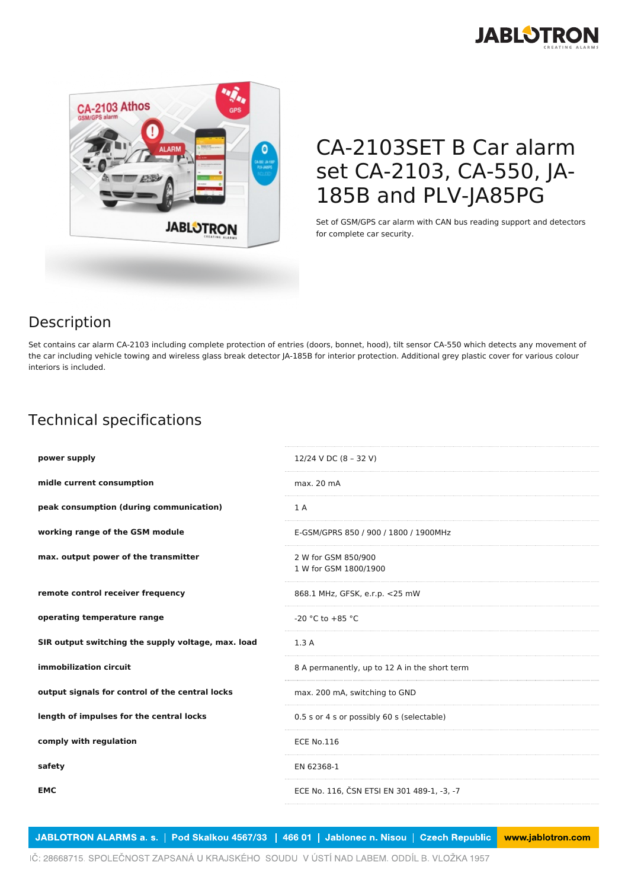# CA-2103SET B Car alarm set CA-2103, CA-550, JA-185B and PLV-JA85PG

Set of GSM/GPS car alarm with CAN bus reading support and detectors for complete car security.

## Description

Set contains car alarm CA-2103 including complete protection of entries (doors, bonnet, hood), tilt sensor CA-550 which detects any movement of the car including vehicle towing and wireless glass break detector JA-185B for interior protection. Additional grey plastic cover for various colour interiors is included.

## Technical specifications

| | |
|---|---|
| **power supply** | 12/24 V DC (8 – 32 V) |
| **midle current consumption** | max. 20 mA |
| **peak consumption (during communication)** | 1 A |
| **working range of the GSM module** | E-GSM/GPRS 850 / 900 / 1800 / 1900MHz |
| **max. output power of the transmitter** | 2 W for GSM 850/900<br>1 W for GSM 1800/1900 |
| **remote control receiver frequency** | 868.1 MHz, GFSK, e.r.p. <25 mW |
| **operating temperature range** | -20 °C to +85 °C |
| **SIR output switching the supply voltage, max. load** | 1.3 A |
| **immobilization circuit** | 8 A permanently, up to 12 A in the short term |
| **output signals for control of the central locks** | max. 200 mA, switching to GND |
| **length of impulses for the central locks** | 0.5 s or 4 s or possibly 60 s (selectable) |
| **comply with regulation** | ECE No.116 |
| **safety** | EN 62368-1 |
| **EMC** | ECE No. 116, ČSN ETSI EN 301 489-1, -3, -7 |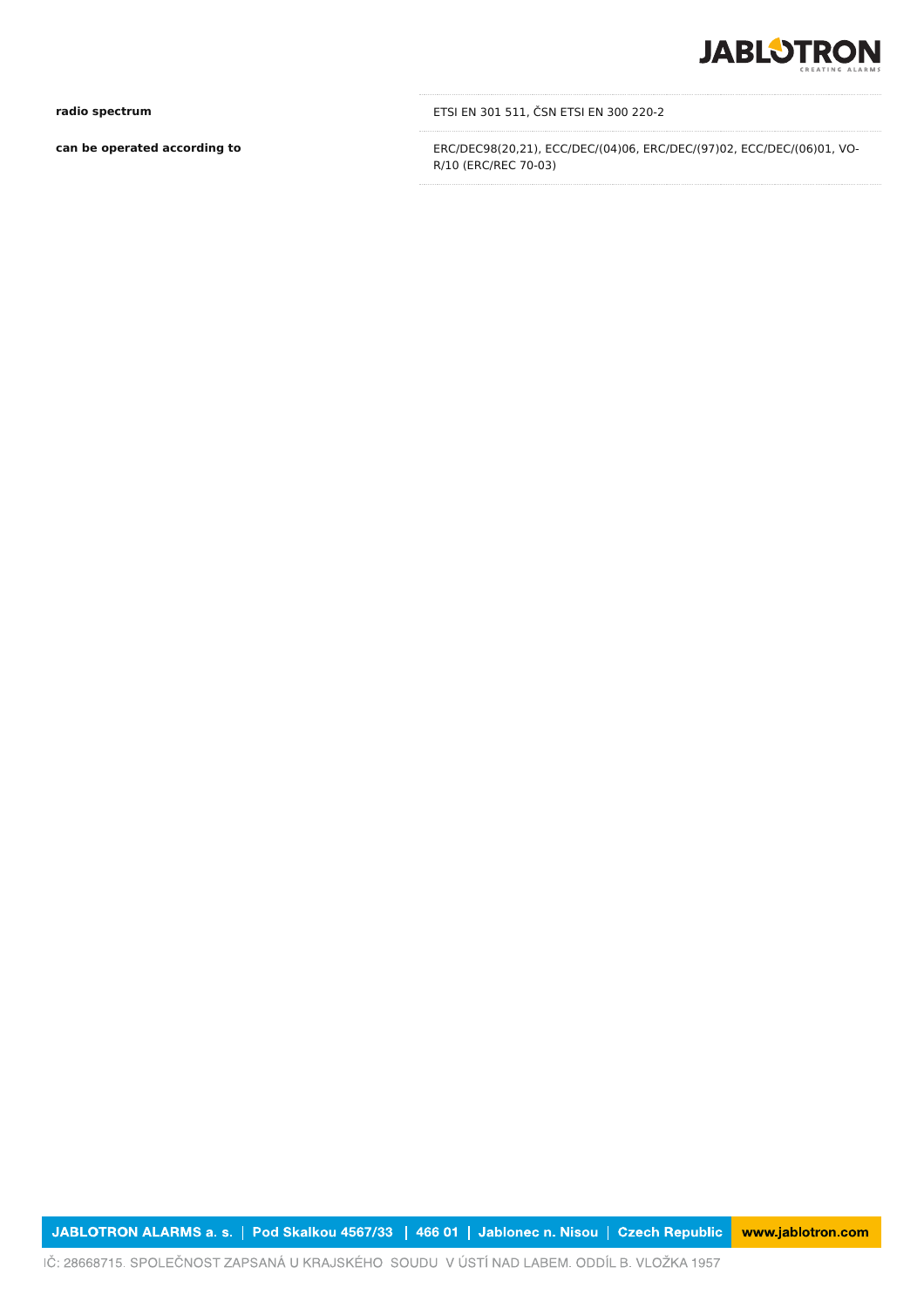| | |
|---|---|
| **radio spectrum** | ETSI EN 301 511, ČSN ETSI EN 300 220-2 |
| **can be operated according to** | ERC/DEC98(20,21), ECC/DEC/(04)06, ERC/DEC/(97)02, ECC/DEC/(06)01, VO-R/10 (ERC/REC 70-03) |